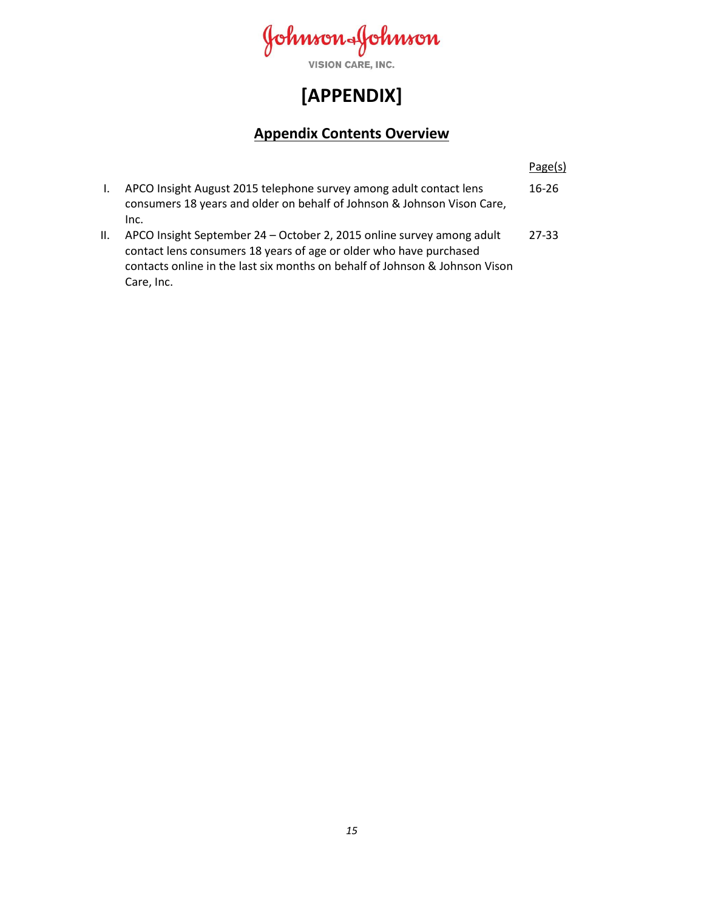Johnson & Johnson
VISION CARE, INC.

# [APPENDIX]

## Appendix Contents Overview

| | | Page(s) |
|---|---|---|
| I. | APCO Insight August 2015 telephone survey among adult contact lens consumers 18 years and older on behalf of Johnson & Johnson Vison Care, Inc. | 16-26 |
| II. | APCO Insight September 24 – October 2, 2015 online survey among adult contact lens consumers 18 years of age or older who have purchased contacts online in the last six months on behalf of Johnson & Johnson Vison Care, Inc. | 27-33 |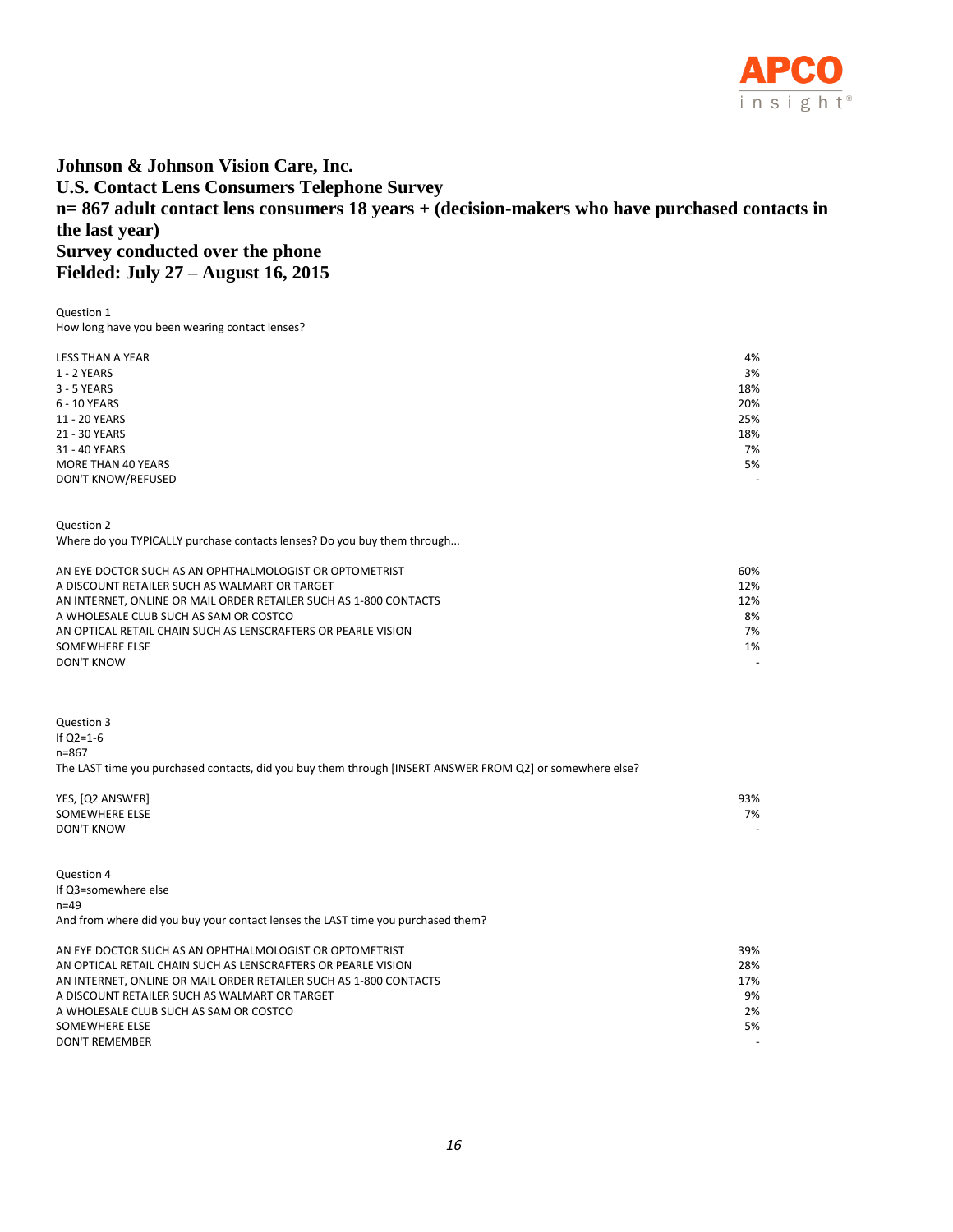**Johnson & Johnson Vision Care, Inc.**
**U.S. Contact Lens Consumers Telephone Survey**
**n= 867 adult contact lens consumers 18 years + (decision-makers who have purchased contacts in the last year)**
**Survey conducted over the phone**
**Fielded: July 27 – August 16, 2015**

Question 1
How long have you been wearing contact lenses?

| | |
|---|---|
| LESS THAN A YEAR | 4% |
| 1 - 2 YEARS | 3% |
| 3 - 5 YEARS | 18% |
| 6 - 10 YEARS | 20% |
| 11 - 20 YEARS | 25% |
| 21 - 30 YEARS | 18% |
| 31 - 40 YEARS | 7% |
| MORE THAN 40 YEARS | 5% |
| DON'T KNOW/REFUSED | - |

Question 2
Where do you TYPICALLY purchase contacts lenses? Do you buy them through...

| | |
|---|---|
| AN EYE DOCTOR SUCH AS AN OPHTHALMOLOGIST OR OPTOMETRIST | 60% |
| A DISCOUNT RETAILER SUCH AS WALMART OR TARGET | 12% |
| AN INTERNET, ONLINE OR MAIL ORDER RETAILER SUCH AS 1-800 CONTACTS | 12% |
| A WHOLESALE CLUB SUCH AS SAM OR COSTCO | 8% |
| AN OPTICAL RETAIL CHAIN SUCH AS LENSCRAFTERS OR PEARLE VISION | 7% |
| SOMEWHERE ELSE | 1% |
| DON'T KNOW | - |

Question 3
If Q2=1-6
n=867
The LAST time you purchased contacts, did you buy them through [INSERT ANSWER FROM Q2] or somewhere else?

| | |
|---|---|
| YES, [Q2 ANSWER] | 93% |
| SOMEWHERE ELSE | 7% |
| DON'T KNOW | - |

Question 4
If Q3=somewhere else
n=49
And from where did you buy your contact lenses the LAST time you purchased them?

| | |
|---|---|
| AN EYE DOCTOR SUCH AS AN OPHTHALMOLOGIST OR OPTOMETRIST | 39% |
| AN OPTICAL RETAIL CHAIN SUCH AS LENSCRAFTERS OR PEARLE VISION | 28% |
| AN INTERNET, ONLINE OR MAIL ORDER RETAILER SUCH AS 1-800 CONTACTS | 17% |
| A DISCOUNT RETAILER SUCH AS WALMART OR TARGET | 9% |
| A WHOLESALE CLUB SUCH AS SAM OR COSTCO | 2% |
| SOMEWHERE ELSE | 5% |
| DON'T REMEMBER | - |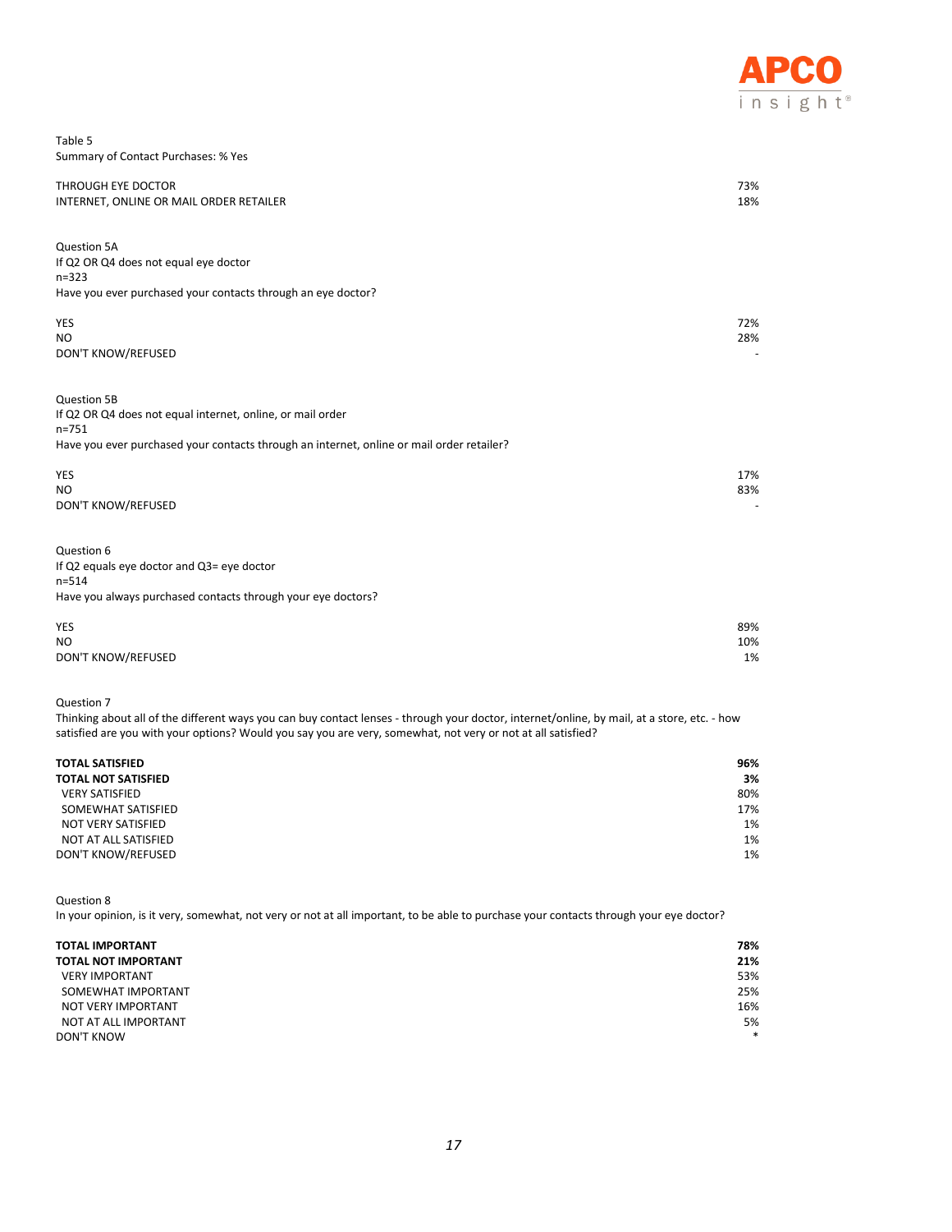Table 5
Summary of Contact Purchases: % Yes

| | |
|---|---|
| THROUGH EYE DOCTOR | 73% |
| INTERNET, ONLINE OR MAIL ORDER RETAILER | 18% |

Question 5A
If Q2 OR Q4 does not equal eye doctor
n=323
Have you ever purchased your contacts through an eye doctor?

| | |
|---|---|
| YES | 72% |
| NO | 28% |
| DON'T KNOW/REFUSED | - |

Question 5B
If Q2 OR Q4 does not equal internet, online, or mail order
n=751
Have you ever purchased your contacts through an internet, online or mail order retailer?

| | |
|---|---|
| YES | 17% |
| NO | 83% |
| DON'T KNOW/REFUSED | - |

Question 6
If Q2 equals eye doctor and Q3= eye doctor
n=514
Have you always purchased contacts through your eye doctors?

| | |
|---|---|
| YES | 89% |
| NO | 10% |
| DON'T KNOW/REFUSED | 1% |

Question 7
Thinking about all of the different ways you can buy contact lenses - through your doctor, internet/online, by mail, at a store, etc. - how satisfied are you with your options? Would you say you are very, somewhat, not very or not at all satisfied?

| | |
|---|---|
| **TOTAL SATISFIED** | **96%** |
| **TOTAL NOT SATISFIED** | **3%** |
| VERY SATISFIED | 80% |
| SOMEWHAT SATISFIED | 17% |
| NOT VERY SATISFIED | 1% |
| NOT AT ALL SATISFIED | 1% |
| DON'T KNOW/REFUSED | 1% |

Question 8
In your opinion, is it very, somewhat, not very or not at all important, to be able to purchase your contacts through your eye doctor?

| | |
|---|---|
| **TOTAL IMPORTANT** | **78%** |
| **TOTAL NOT IMPORTANT** | **21%** |
| VERY IMPORTANT | 53% |
| SOMEWHAT IMPORTANT | 25% |
| NOT VERY IMPORTANT | 16% |
| NOT AT ALL IMPORTANT | 5% |
| DON'T KNOW | * |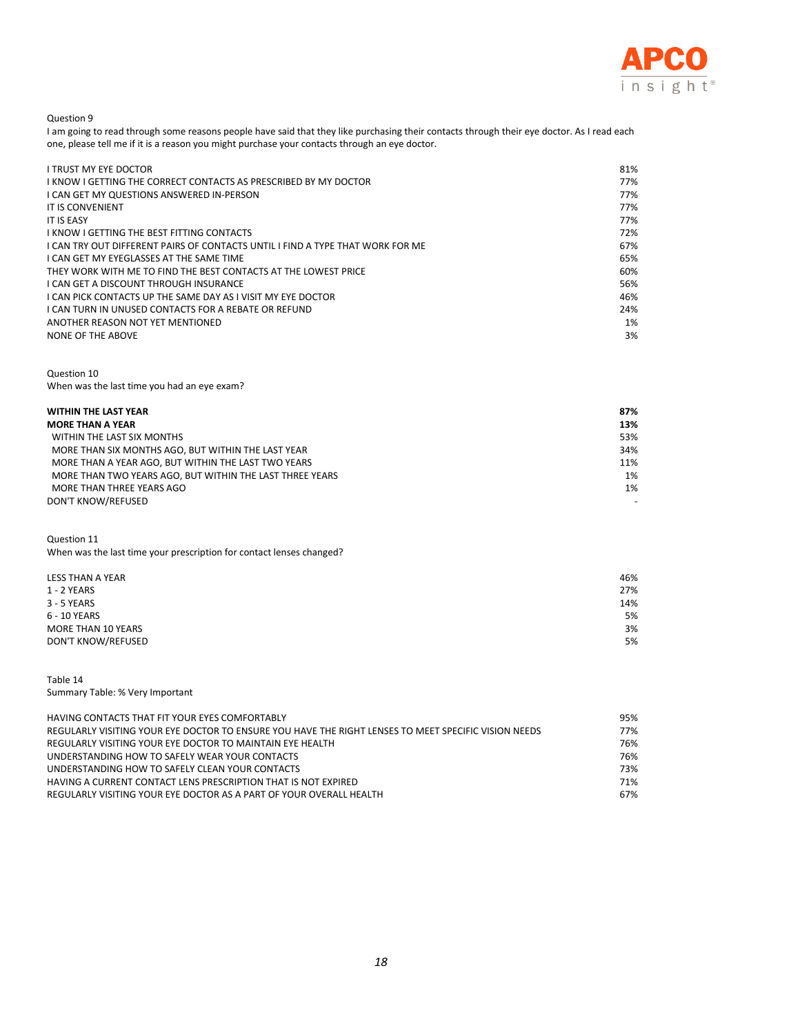Question 9

I am going to read through some reasons people have said that they like purchasing their contacts through their eye doctor. As I read each one, please tell me if it is a reason you might purchase your contacts through an eye doctor.

| | |
|---|---|
| I TRUST MY EYE DOCTOR | 81% |
| I KNOW I GETTING THE CORRECT CONTACTS AS PRESCRIBED BY MY DOCTOR | 77% |
| I CAN GET MY QUESTIONS ANSWERED IN-PERSON | 77% |
| IT IS CONVENIENT | 77% |
| IT IS EASY | 77% |
| I KNOW I GETTING THE BEST FITTING CONTACTS | 72% |
| I CAN TRY OUT DIFFERENT PAIRS OF CONTACTS UNTIL I FIND A TYPE THAT WORK FOR ME | 67% |
| I CAN GET MY EYEGLASSES AT THE SAME TIME | 65% |
| THEY WORK WITH ME TO FIND THE BEST CONTACTS AT THE LOWEST PRICE | 60% |
| I CAN GET A DISCOUNT THROUGH INSURANCE | 56% |
| I CAN PICK CONTACTS UP THE SAME DAY AS I VISIT MY EYE DOCTOR | 46% |
| I CAN TURN IN UNUSED CONTACTS FOR A REBATE OR REFUND | 24% |
| ANOTHER REASON NOT YET MENTIONED | 1% |
| NONE OF THE ABOVE | 3% |

Question 10

When was the last time you had an eye exam?

| | |
|---|---|
| **WITHIN THE LAST YEAR** | **87%** |
| **MORE THAN A YEAR** | **13%** |
| WITHIN THE LAST SIX MONTHS | 53% |
| MORE THAN SIX MONTHS AGO, BUT WITHIN THE LAST YEAR | 34% |
| MORE THAN A YEAR AGO, BUT WITHIN THE LAST TWO YEARS | 11% |
| MORE THAN TWO YEARS AGO, BUT WITHIN THE LAST THREE YEARS | 1% |
| MORE THAN THREE YEARS AGO | 1% |
| DON'T KNOW/REFUSED | - |

Question 11

When was the last time your prescription for contact lenses changed?

| | |
|---|---|
| LESS THAN A YEAR | 46% |
| 1 - 2 YEARS | 27% |
| 3 - 5 YEARS | 14% |
| 6 - 10 YEARS | 5% |
| MORE THAN 10 YEARS | 3% |
| DON'T KNOW/REFUSED | 5% |

Table 14

Summary Table: % Very Important

| | |
|---|---|
| HAVING CONTACTS THAT FIT YOUR EYES COMFORTABLY | 95% |
| REGULARLY VISITING YOUR EYE DOCTOR TO ENSURE YOU HAVE THE RIGHT LENSES TO MEET SPECIFIC VISION NEEDS | 77% |
| REGULARLY VISITING YOUR EYE DOCTOR TO MAINTAIN EYE HEALTH | 76% |
| UNDERSTANDING HOW TO SAFELY WEAR YOUR CONTACTS | 76% |
| UNDERSTANDING HOW TO SAFELY CLEAN YOUR CONTACTS | 73% |
| HAVING A CURRENT CONTACT LENS PRESCRIPTION THAT IS NOT EXPIRED | 71% |
| REGULARLY VISITING YOUR EYE DOCTOR AS A PART OF YOUR OVERALL HEALTH | 67% |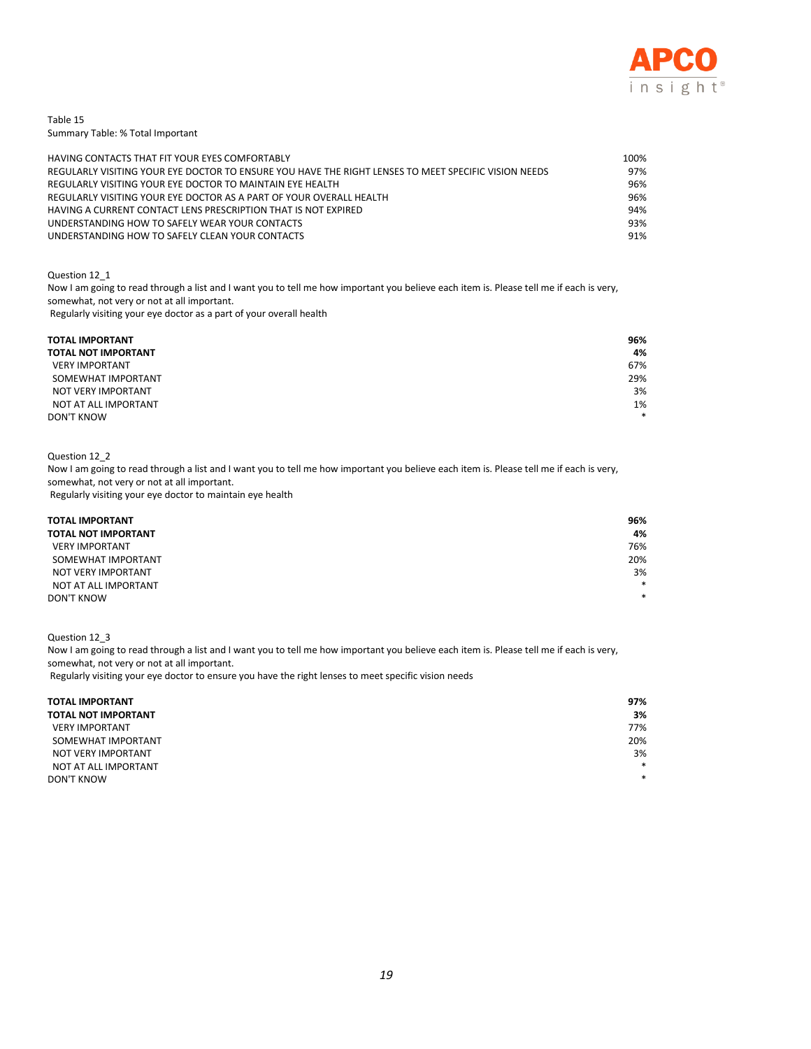Table 15

Summary Table: % Total Important

| | |
|---|---|
| HAVING CONTACTS THAT FIT YOUR EYES COMFORTABLY | 100% |
| REGULARLY VISITING YOUR EYE DOCTOR TO ENSURE YOU HAVE THE RIGHT LENSES TO MEET SPECIFIC VISION NEEDS | 97% |
| REGULARLY VISITING YOUR EYE DOCTOR TO MAINTAIN EYE HEALTH | 96% |
| REGULARLY VISITING YOUR EYE DOCTOR AS A PART OF YOUR OVERALL HEALTH | 96% |
| HAVING A CURRENT CONTACT LENS PRESCRIPTION THAT IS NOT EXPIRED | 94% |
| UNDERSTANDING HOW TO SAFELY WEAR YOUR CONTACTS | 93% |
| UNDERSTANDING HOW TO SAFELY CLEAN YOUR CONTACTS | 91% |

Question 12_1

Now I am going to read through a list and I want you to tell me how important you believe each item is. Please tell me if each is very, somewhat, not very or not at all important.

Regularly visiting your eye doctor as a part of your overall health

| | |
|---|---|
| **TOTAL IMPORTANT** | **96%** |
| **TOTAL NOT IMPORTANT** | **4%** |
| VERY IMPORTANT | 67% |
| SOMEWHAT IMPORTANT | 29% |
| NOT VERY IMPORTANT | 3% |
| NOT AT ALL IMPORTANT | 1% |
| DON'T KNOW | * |

Question 12_2

Now I am going to read through a list and I want you to tell me how important you believe each item is. Please tell me if each is very, somewhat, not very or not at all important.

Regularly visiting your eye doctor to maintain eye health

| | |
|---|---|
| **TOTAL IMPORTANT** | **96%** |
| **TOTAL NOT IMPORTANT** | **4%** |
| VERY IMPORTANT | 76% |
| SOMEWHAT IMPORTANT | 20% |
| NOT VERY IMPORTANT | 3% |
| NOT AT ALL IMPORTANT | * |
| DON'T KNOW | * |

Question 12_3

Now I am going to read through a list and I want you to tell me how important you believe each item is. Please tell me if each is very, somewhat, not very or not at all important.

Regularly visiting your eye doctor to ensure you have the right lenses to meet specific vision needs

| | |
|---|---|
| **TOTAL IMPORTANT** | **97%** |
| **TOTAL NOT IMPORTANT** | **3%** |
| VERY IMPORTANT | 77% |
| SOMEWHAT IMPORTANT | 20% |
| NOT VERY IMPORTANT | 3% |
| NOT AT ALL IMPORTANT | * |
| DON'T KNOW | * |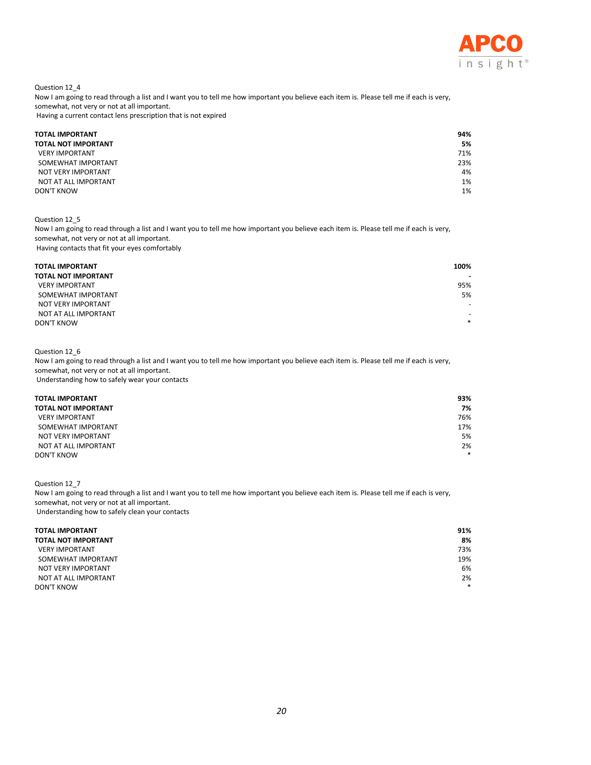Question 12_4

Now I am going to read through a list and I want you to tell me how important you believe each item is. Please tell me if each is very, somewhat, not very or not at all important.

Having a current contact lens prescription that is not expired

| | |
|---|---:|
| **TOTAL IMPORTANT** | **94%** |
| **TOTAL NOT IMPORTANT** | **5%** |
| VERY IMPORTANT | 71% |
| SOMEWHAT IMPORTANT | 23% |
| NOT VERY IMPORTANT | 4% |
| NOT AT ALL IMPORTANT | 1% |
| DON'T KNOW | 1% |

Question 12_5

Now I am going to read through a list and I want you to tell me how important you believe each item is. Please tell me if each is very, somewhat, not very or not at all important.

Having contacts that fit your eyes comfortably

| | |
|---|---:|
| **TOTAL IMPORTANT** | **100%** |
| **TOTAL NOT IMPORTANT** | **-** |
| VERY IMPORTANT | 95% |
| SOMEWHAT IMPORTANT | 5% |
| NOT VERY IMPORTANT | - |
| NOT AT ALL IMPORTANT | - |
| DON'T KNOW | * |

Question 12_6

Now I am going to read through a list and I want you to tell me how important you believe each item is. Please tell me if each is very, somewhat, not very or not at all important.

Understanding how to safely wear your contacts

| | |
|---|---:|
| **TOTAL IMPORTANT** | **93%** |
| **TOTAL NOT IMPORTANT** | **7%** |
| VERY IMPORTANT | 76% |
| SOMEWHAT IMPORTANT | 17% |
| NOT VERY IMPORTANT | 5% |
| NOT AT ALL IMPORTANT | 2% |
| DON'T KNOW | * |

Question 12_7

Now I am going to read through a list and I want you to tell me how important you believe each item is. Please tell me if each is very, somewhat, not very or not at all important.

Understanding how to safely clean your contacts

| | |
|---|---:|
| **TOTAL IMPORTANT** | **91%** |
| **TOTAL NOT IMPORTANT** | **8%** |
| VERY IMPORTANT | 73% |
| SOMEWHAT IMPORTANT | 19% |
| NOT VERY IMPORTANT | 6% |
| NOT AT ALL IMPORTANT | 2% |
| DON'T KNOW | * |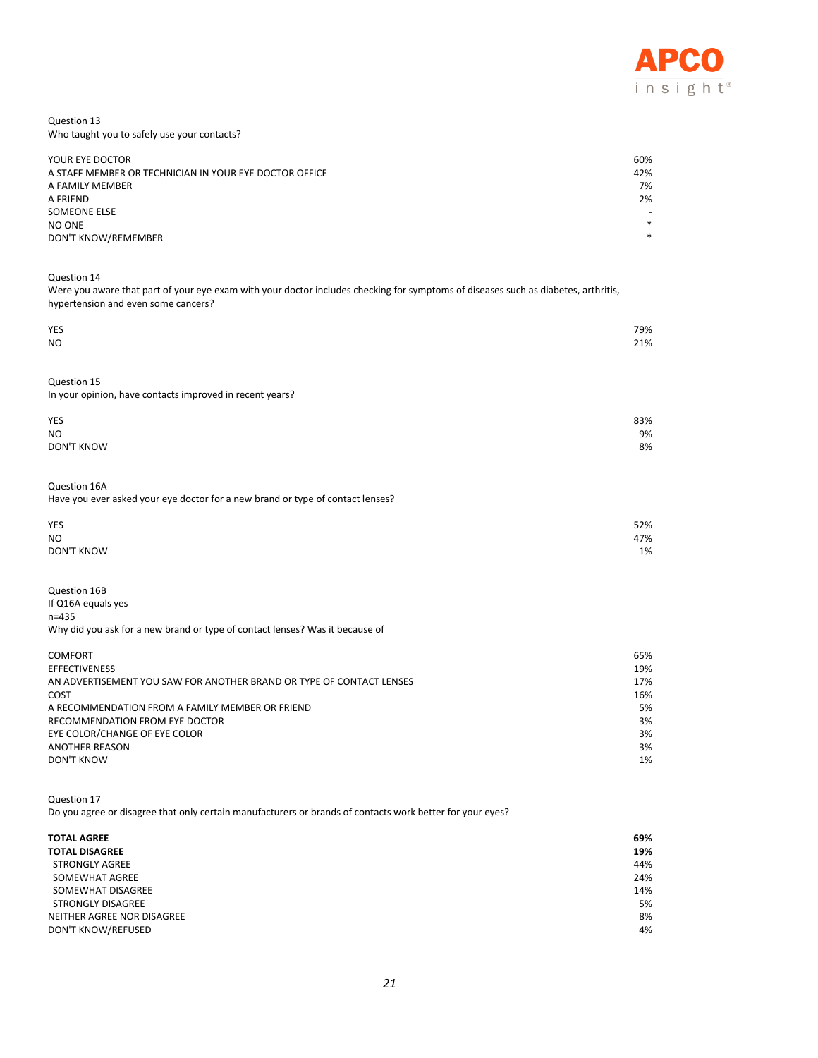Question 13
Who taught you to safely use your contacts?

| | |
|---|---|
| YOUR EYE DOCTOR | 60% |
| A STAFF MEMBER OR TECHNICIAN IN YOUR EYE DOCTOR OFFICE | 42% |
| A FAMILY MEMBER | 7% |
| A FRIEND | 2% |
| SOMEONE ELSE | - |
| NO ONE | * |
| DON'T KNOW/REMEMBER | * |

Question 14
Were you aware that part of your eye exam with your doctor includes checking for symptoms of diseases such as diabetes, arthritis, hypertension and even some cancers?

| | |
|---|---|
| YES | 79% |
| NO | 21% |

Question 15
In your opinion, have contacts improved in recent years?

| | |
|---|---|
| YES | 83% |
| NO | 9% |
| DON'T KNOW | 8% |

Question 16A
Have you ever asked your eye doctor for a new brand or type of contact lenses?

| | |
|---|---|
| YES | 52% |
| NO | 47% |
| DON'T KNOW | 1% |

Question 16B
If Q16A equals yes
n=435
Why did you ask for a new brand or type of contact lenses? Was it because of

| | |
|---|---|
| COMFORT | 65% |
| EFFECTIVENESS | 19% |
| AN ADVERTISEMENT YOU SAW FOR ANOTHER BRAND OR TYPE OF CONTACT LENSES | 17% |
| COST | 16% |
| A RECOMMENDATION FROM A FAMILY MEMBER OR FRIEND | 5% |
| RECOMMENDATION FROM EYE DOCTOR | 3% |
| EYE COLOR/CHANGE OF EYE COLOR | 3% |
| ANOTHER REASON | 3% |
| DON'T KNOW | 1% |

Question 17
Do you agree or disagree that only certain manufacturers or brands of contacts work better for your eyes?

| | |
|---|---|
| **TOTAL AGREE** | **69%** |
| **TOTAL DISAGREE** | **19%** |
| STRONGLY AGREE | 44% |
| SOMEWHAT AGREE | 24% |
| SOMEWHAT DISAGREE | 14% |
| STRONGLY DISAGREE | 5% |
| NEITHER AGREE NOR DISAGREE | 8% |
| DON'T KNOW/REFUSED | 4% |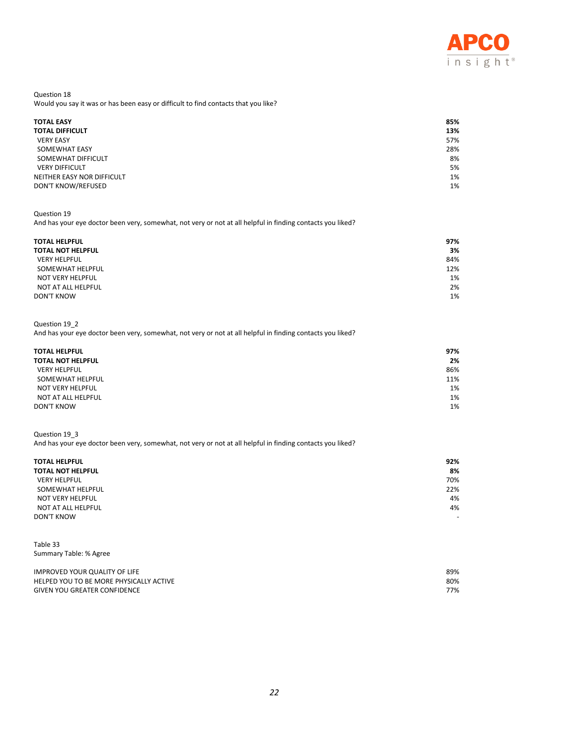Question 18
Would you say it was or has been easy or difficult to find contacts that you like?

| | |
|---|---|
| **TOTAL EASY** | **85%** |
| **TOTAL DIFFICULT** | **13%** |
| VERY EASY | 57% |
| SOMEWHAT EASY | 28% |
| SOMEWHAT DIFFICULT | 8% |
| VERY DIFFICULT | 5% |
| NEITHER EASY NOR DIFFICULT | 1% |
| DON'T KNOW/REFUSED | 1% |

Question 19
And has your eye doctor been very, somewhat, not very or not at all helpful in finding contacts you liked?

| | |
|---|---|
| **TOTAL HELPFUL** | **97%** |
| **TOTAL NOT HELPFUL** | **3%** |
| VERY HELPFUL | 84% |
| SOMEWHAT HELPFUL | 12% |
| NOT VERY HELPFUL | 1% |
| NOT AT ALL HELPFUL | 2% |
| DON'T KNOW | 1% |

Question 19_2
And has your eye doctor been very, somewhat, not very or not at all helpful in finding contacts you liked?

| | |
|---|---|
| **TOTAL HELPFUL** | **97%** |
| **TOTAL NOT HELPFUL** | **2%** |
| VERY HELPFUL | 86% |
| SOMEWHAT HELPFUL | 11% |
| NOT VERY HELPFUL | 1% |
| NOT AT ALL HELPFUL | 1% |
| DON'T KNOW | 1% |

Question 19_3
And has your eye doctor been very, somewhat, not very or not at all helpful in finding contacts you liked?

| | |
|---|---|
| **TOTAL HELPFUL** | **92%** |
| **TOTAL NOT HELPFUL** | **8%** |
| VERY HELPFUL | 70% |
| SOMEWHAT HELPFUL | 22% |
| NOT VERY HELPFUL | 4% |
| NOT AT ALL HELPFUL | 4% |
| DON'T KNOW | - |

Table 33
Summary Table: % Agree

| | |
|---|---|
| IMPROVED YOUR QUALITY OF LIFE | 89% |
| HELPED YOU TO BE MORE PHYSICALLY ACTIVE | 80% |
| GIVEN YOU GREATER CONFIDENCE | 77% |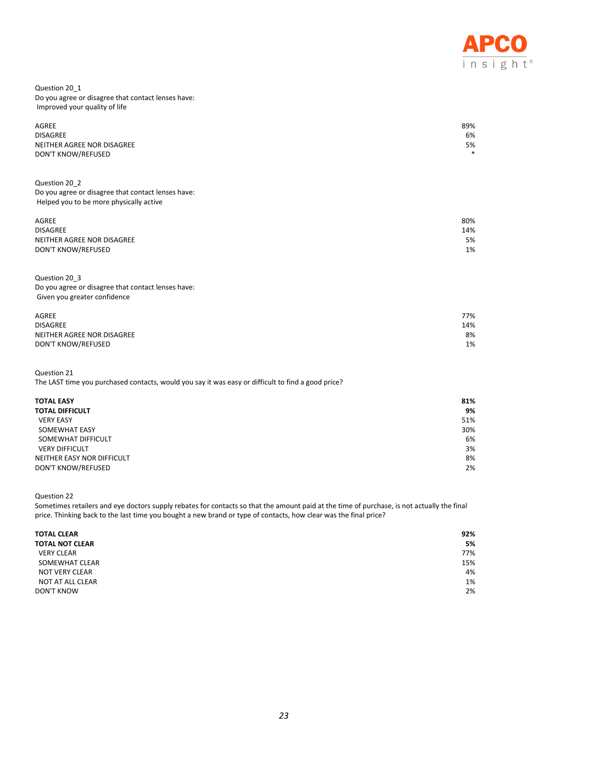Question 20_1
Do you agree or disagree that contact lenses have:
Improved your quality of life

| | |
|---|---|
| AGREE | 89% |
| DISAGREE | 6% |
| NEITHER AGREE NOR DISAGREE | 5% |
| DON'T KNOW/REFUSED | * |

Question 20_2
Do you agree or disagree that contact lenses have:
Helped you to be more physically active

| | |
|---|---|
| AGREE | 80% |
| DISAGREE | 14% |
| NEITHER AGREE NOR DISAGREE | 5% |
| DON'T KNOW/REFUSED | 1% |

Question 20_3
Do you agree or disagree that contact lenses have:
Given you greater confidence

| | |
|---|---|
| AGREE | 77% |
| DISAGREE | 14% |
| NEITHER AGREE NOR DISAGREE | 8% |
| DON'T KNOW/REFUSED | 1% |

Question 21
The LAST time you purchased contacts, would you say it was easy or difficult to find a good price?

| | |
|---|---|
| **TOTAL EASY** | **81%** |
| **TOTAL DIFFICULT** | **9%** |
| VERY EASY | 51% |
| SOMEWHAT EASY | 30% |
| SOMEWHAT DIFFICULT | 6% |
| VERY DIFFICULT | 3% |
| NEITHER EASY NOR DIFFICULT | 8% |
| DON'T KNOW/REFUSED | 2% |

Question 22
Sometimes retailers and eye doctors supply rebates for contacts so that the amount paid at the time of purchase, is not actually the final price. Thinking back to the last time you bought a new brand or type of contacts, how clear was the final price?

| | |
|---|---|
| **TOTAL CLEAR** | **92%** |
| **TOTAL NOT CLEAR** | **5%** |
| VERY CLEAR | 77% |
| SOMEWHAT CLEAR | 15% |
| NOT VERY CLEAR | 4% |
| NOT AT ALL CLEAR | 1% |
| DON'T KNOW | 2% |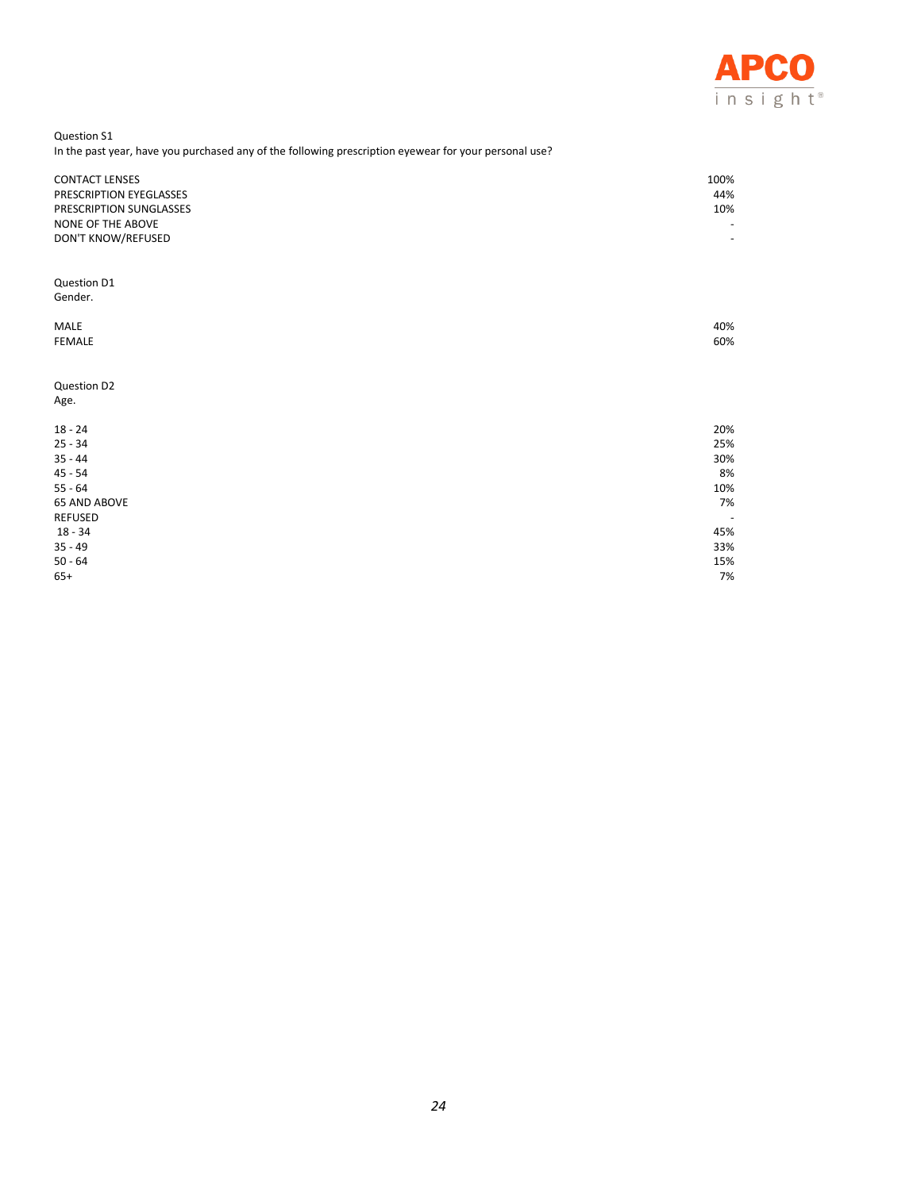Question S1

In the past year, have you purchased any of the following prescription eyewear for your personal use?

| | |
|---|---|
| CONTACT LENSES | 100% |
| PRESCRIPTION EYEGLASSES | 44% |
| PRESCRIPTION SUNGLASSES | 10% |
| NONE OF THE ABOVE | - |
| DON'T KNOW/REFUSED | - |

Question D1

Gender.

| | |
|---|---|
| MALE | 40% |
| FEMALE | 60% |

Question D2

Age.

| | |
|---|---|
| 18 - 24 | 20% |
| 25 - 34 | 25% |
| 35 - 44 | 30% |
| 45 - 54 | 8% |
| 55 - 64 | 10% |
| 65 AND ABOVE | 7% |
| REFUSED | - |
| 18 - 34 | 45% |
| 35 - 49 | 33% |
| 50 - 64 | 15% |
| 65+ | 7% |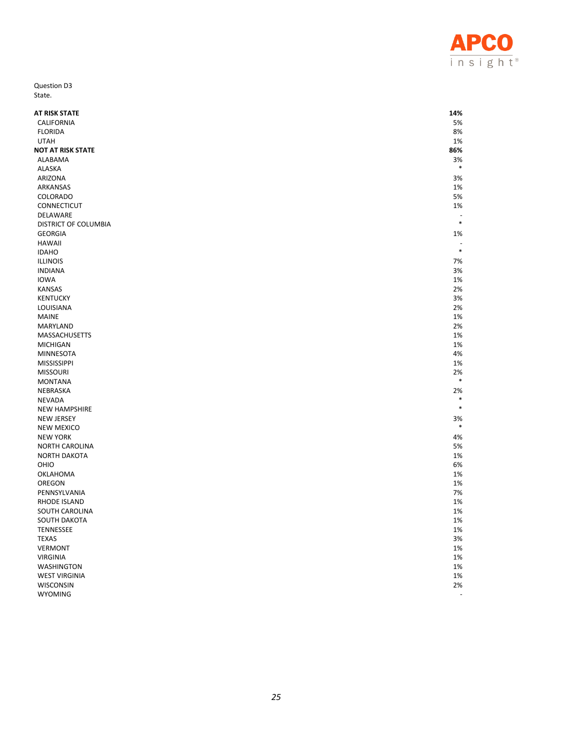Question D3
State.

| | |
|---|---|
| **AT RISK STATE** | **14%** |
| CALIFORNIA | 5% |
| FLORIDA | 8% |
| UTAH | 1% |
| **NOT AT RISK STATE** | **86%** |
| ALABAMA | 3% |
| ALASKA | * |
| ARIZONA | 3% |
| ARKANSAS | 1% |
| COLORADO | 5% |
| CONNECTICUT | 1% |
| DELAWARE | - |
| DISTRICT OF COLUMBIA | * |
| GEORGIA | 1% |
| HAWAII | - |
| IDAHO | * |
| ILLINOIS | 7% |
| INDIANA | 3% |
| IOWA | 1% |
| KANSAS | 2% |
| KENTUCKY | 3% |
| LOUISIANA | 2% |
| MAINE | 1% |
| MARYLAND | 2% |
| MASSACHUSETTS | 1% |
| MICHIGAN | 1% |
| MINNESOTA | 4% |
| MISSISSIPPI | 1% |
| MISSOURI | 2% |
| MONTANA | * |
| NEBRASKA | 2% |
| NEVADA | * |
| NEW HAMPSHIRE | * |
| NEW JERSEY | 3% |
| NEW MEXICO | * |
| NEW YORK | 4% |
| NORTH CAROLINA | 5% |
| NORTH DAKOTA | 1% |
| OHIO | 6% |
| OKLAHOMA | 1% |
| OREGON | 1% |
| PENNSYLVANIA | 7% |
| RHODE ISLAND | 1% |
| SOUTH CAROLINA | 1% |
| SOUTH DAKOTA | 1% |
| TENNESSEE | 1% |
| TEXAS | 3% |
| VERMONT | 1% |
| VIRGINIA | 1% |
| WASHINGTON | 1% |
| WEST VIRGINIA | 1% |
| WISCONSIN | 2% |
| WYOMING | - |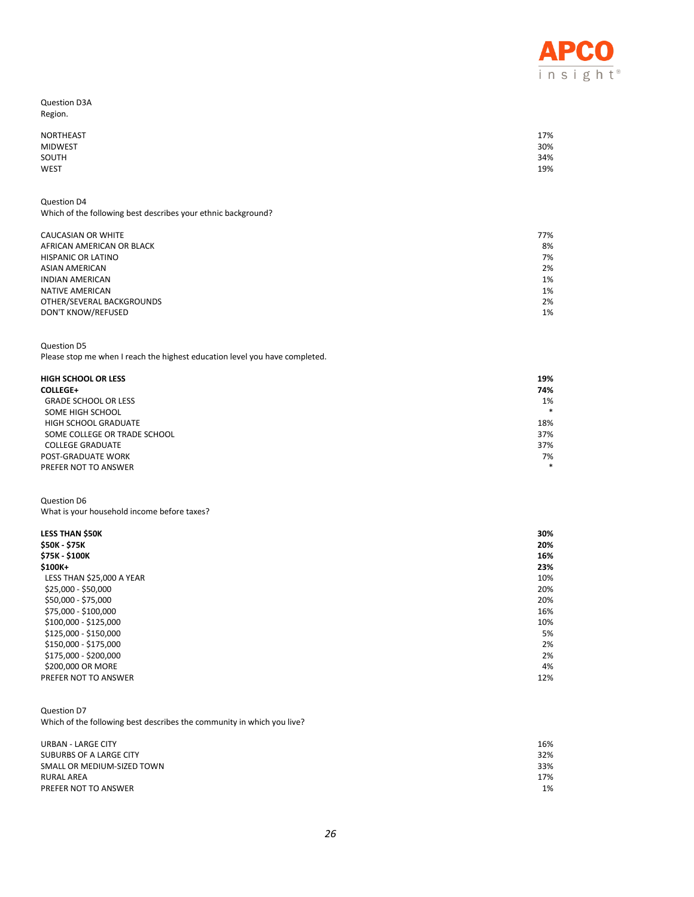Question D3A
Region.

| | |
|---|---|
| NORTHEAST | 17% |
| MIDWEST | 30% |
| SOUTH | 34% |
| WEST | 19% |

Question D4
Which of the following best describes your ethnic background?

| | |
|---|---|
| CAUCASIAN OR WHITE | 77% |
| AFRICAN AMERICAN OR BLACK | 8% |
| HISPANIC OR LATINO | 7% |
| ASIAN AMERICAN | 2% |
| INDIAN AMERICAN | 1% |
| NATIVE AMERICAN | 1% |
| OTHER/SEVERAL BACKGROUNDS | 2% |
| DON'T KNOW/REFUSED | 1% |

Question D5
Please stop me when I reach the highest education level you have completed.

| | |
|---|---|
| **HIGH SCHOOL OR LESS** | **19%** |
| **COLLEGE+** | **74%** |
| GRADE SCHOOL OR LESS | 1% |
| SOME HIGH SCHOOL | * |
| HIGH SCHOOL GRADUATE | 18% |
| SOME COLLEGE OR TRADE SCHOOL | 37% |
| COLLEGE GRADUATE | 37% |
| POST-GRADUATE WORK | 7% |
| PREFER NOT TO ANSWER | * |

Question D6
What is your household income before taxes?

| | |
|---|---|
| **LESS THAN $50K** | **30%** |
| **$50K - $75K** | **20%** |
| **$75K - $100K** | **16%** |
| **$100K+** | **23%** |
| LESS THAN $25,000 A YEAR | 10% |
| $25,000 - $50,000 | 20% |
| $50,000 - $75,000 | 20% |
| $75,000 - $100,000 | 16% |
| $100,000 - $125,000 | 10% |
| $125,000 - $150,000 | 5% |
| $150,000 - $175,000 | 2% |
| $175,000 - $200,000 | 2% |
| $200,000 OR MORE | 4% |
| PREFER NOT TO ANSWER | 12% |

Question D7
Which of the following best describes the community in which you live?

| | |
|---|---|
| URBAN - LARGE CITY | 16% |
| SUBURBS OF A LARGE CITY | 32% |
| SMALL OR MEDIUM-SIZED TOWN | 33% |
| RURAL AREA | 17% |
| PREFER NOT TO ANSWER | 1% |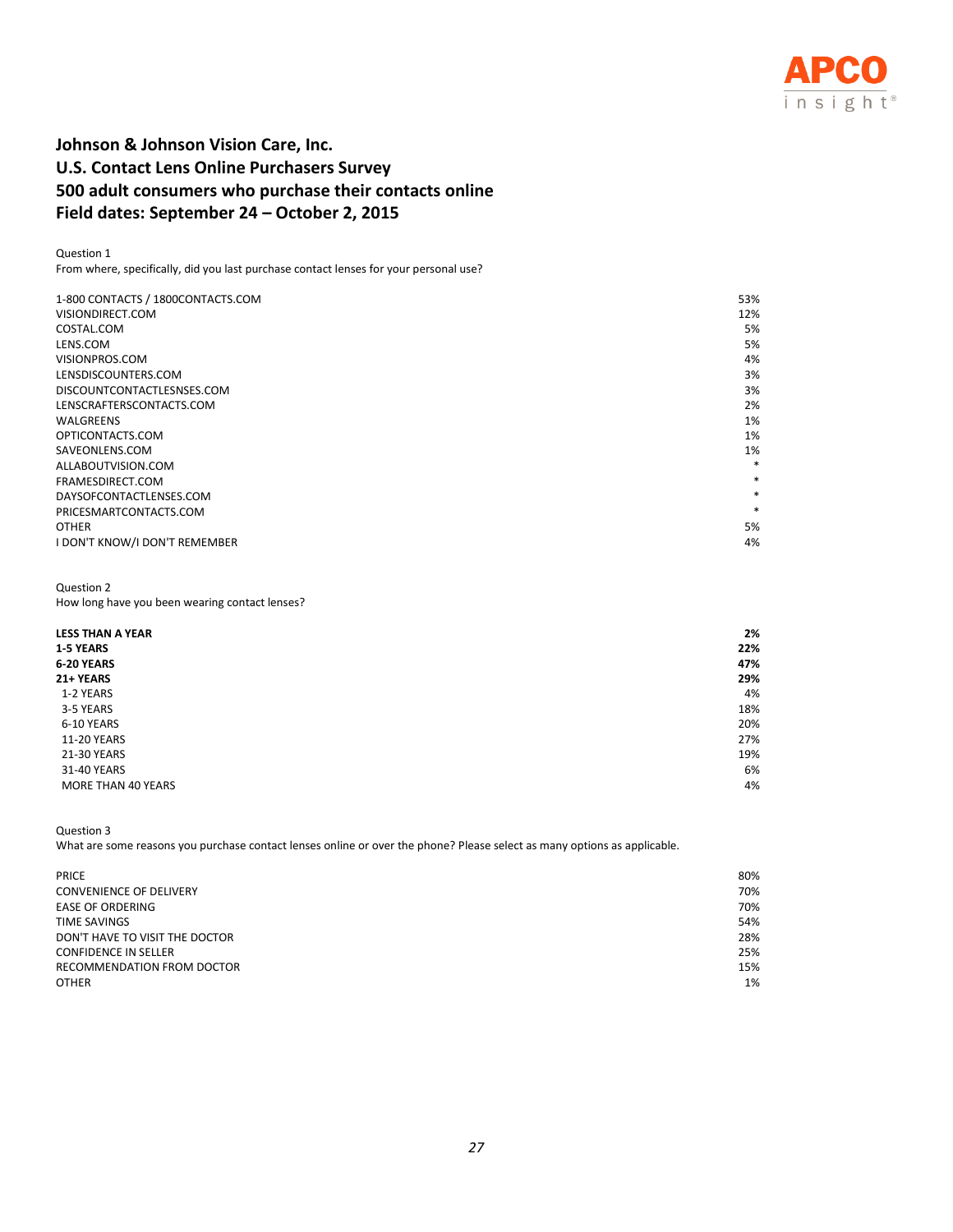APCO insight®

**Johnson & Johnson Vision Care, Inc.**
**U.S. Contact Lens Online Purchasers Survey**
**500 adult consumers who purchase their contacts online**
**Field dates: September 24 – October 2, 2015**

Question 1
From where, specifically, did you last purchase contact lenses for your personal use?

| | |
|---|---|
| 1-800 CONTACTS / 1800CONTACTS.COM | 53% |
| VISIONDIRECT.COM | 12% |
| COSTAL.COM | 5% |
| LENS.COM | 5% |
| VISIONPROS.COM | 4% |
| LENSDISCOUNTERS.COM | 3% |
| DISCOUNTCONTACTLESNSES.COM | 3% |
| LENSCRAFTERSCONTACTS.COM | 2% |
| WALGREENS | 1% |
| OPTICONTACTS.COM | 1% |
| SAVEONLENS.COM | 1% |
| ALLABOUTVISION.COM | * |
| FRAMESDIRECT.COM | * |
| DAYSOFCONTACTLENSES.COM | * |
| PRICESMARTCONTACTS.COM | * |
| OTHER | 5% |
| I DON'T KNOW/I DON'T REMEMBER | 4% |

Question 2
How long have you been wearing contact lenses?

| | |
|---|---|
| **LESS THAN A YEAR** | **2%** |
| **1-5 YEARS** | **22%** |
| **6-20 YEARS** | **47%** |
| **21+ YEARS** | **29%** |
| 1-2 YEARS | 4% |
| 3-5 YEARS | 18% |
| 6-10 YEARS | 20% |
| 11-20 YEARS | 27% |
| 21-30 YEARS | 19% |
| 31-40 YEARS | 6% |
| MORE THAN 40 YEARS | 4% |

Question 3
What are some reasons you purchase contact lenses online or over the phone? Please select as many options as applicable.

| | |
|---|---|
| PRICE | 80% |
| CONVENIENCE OF DELIVERY | 70% |
| EASE OF ORDERING | 70% |
| TIME SAVINGS | 54% |
| DON'T HAVE TO VISIT THE DOCTOR | 28% |
| CONFIDENCE IN SELLER | 25% |
| RECOMMENDATION FROM DOCTOR | 15% |
| OTHER | 1% |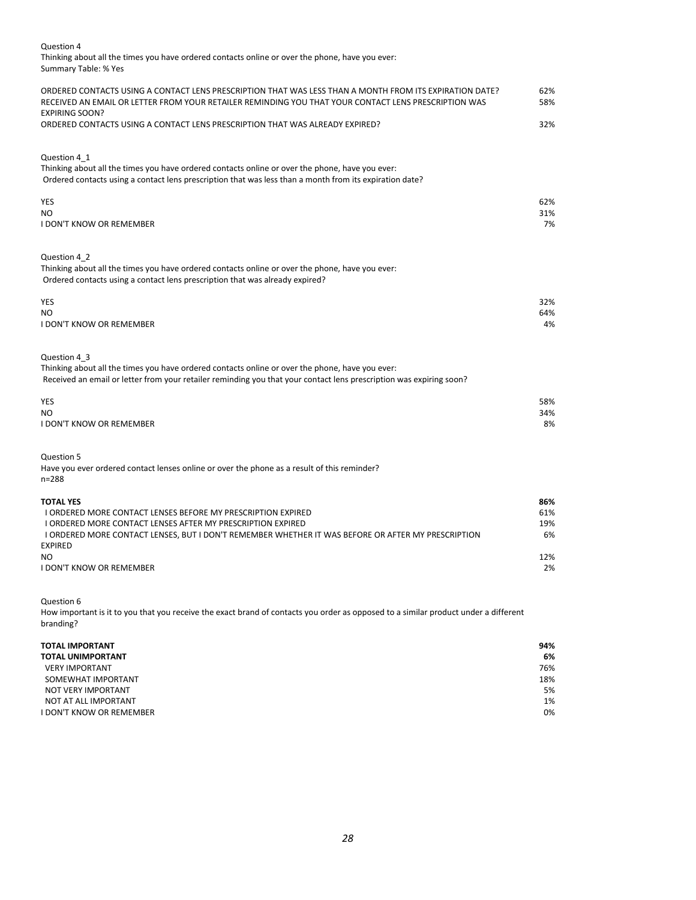Question 4
Thinking about all the times you have ordered contacts online or over the phone, have you ever:
Summary Table: % Yes

| | |
|---|---|
| ORDERED CONTACTS USING A CONTACT LENS PRESCRIPTION THAT WAS LESS THAN A MONTH FROM ITS EXPIRATION DATE? | 62% |
| RECEIVED AN EMAIL OR LETTER FROM YOUR RETAILER REMINDING YOU THAT YOUR CONTACT LENS PRESCRIPTION WAS EXPIRING SOON? | 58% |
| ORDERED CONTACTS USING A CONTACT LENS PRESCRIPTION THAT WAS ALREADY EXPIRED? | 32% |

Question 4_1
Thinking about all the times you have ordered contacts online or over the phone, have you ever:
Ordered contacts using a contact lens prescription that was less than a month from its expiration date?

| | |
|---|---|
| YES | 62% |
| NO | 31% |
| I DON'T KNOW OR REMEMBER | 7% |

Question 4_2
Thinking about all the times you have ordered contacts online or over the phone, have you ever:
Ordered contacts using a contact lens prescription that was already expired?

| | |
|---|---|
| YES | 32% |
| NO | 64% |
| I DON'T KNOW OR REMEMBER | 4% |

Question 4_3
Thinking about all the times you have ordered contacts online or over the phone, have you ever:
Received an email or letter from your retailer reminding you that your contact lens prescription was expiring soon?

| | |
|---|---|
| YES | 58% |
| NO | 34% |
| I DON'T KNOW OR REMEMBER | 8% |

Question 5
Have you ever ordered contact lenses online or over the phone as a result of this reminder?
n=288

| | |
|---|---|
| **TOTAL YES** | **86%** |
| I ORDERED MORE CONTACT LENSES BEFORE MY PRESCRIPTION EXPIRED | 61% |
| I ORDERED MORE CONTACT LENSES AFTER MY PRESCRIPTION EXPIRED | 19% |
| I ORDERED MORE CONTACT LENSES, BUT I DON'T REMEMBER WHETHER IT WAS BEFORE OR AFTER MY PRESCRIPTION EXPIRED | 6% |
| NO | 12% |
| I DON'T KNOW OR REMEMBER | 2% |

Question 6
How important is it to you that you receive the exact brand of contacts you order as opposed to a similar product under a different branding?

| | |
|---|---|
| **TOTAL IMPORTANT** | **94%** |
| **TOTAL UNIMPORTANT** | **6%** |
| VERY IMPORTANT | 76% |
| SOMEWHAT IMPORTANT | 18% |
| NOT VERY IMPORTANT | 5% |
| NOT AT ALL IMPORTANT | 1% |
| I DON'T KNOW OR REMEMBER | 0% |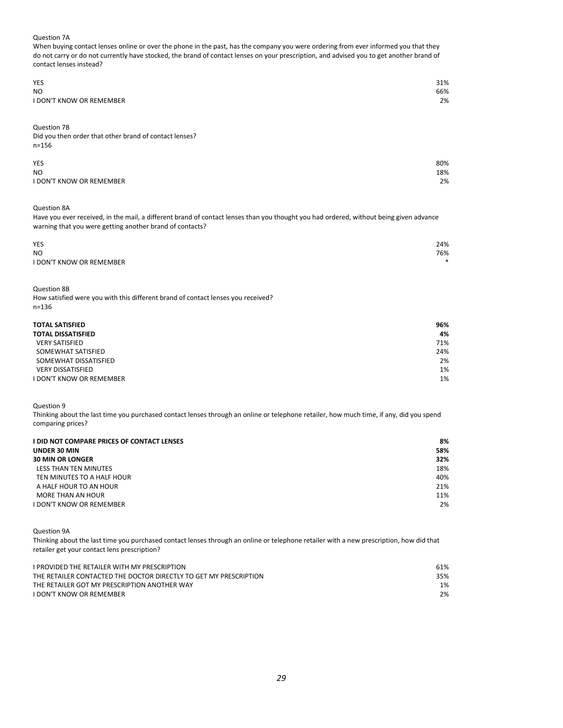Question 7A

When buying contact lenses online or over the phone in the past, has the company you were ordering from ever informed you that they do not carry or do not currently have stocked, the brand of contact lenses on your prescription, and advised you to get another brand of contact lenses instead?

| | |
|---|---|
| YES | 31% |
| NO | 66% |
| I DON'T KNOW OR REMEMBER | 2% |

Question 7B

Did you then order that other brand of contact lenses?

n=156

| | |
|---|---|
| YES | 80% |
| NO | 18% |
| I DON'T KNOW OR REMEMBER | 2% |

Question 8A

Have you ever received, in the mail, a different brand of contact lenses than you thought you had ordered, without being given advance warning that you were getting another brand of contacts?

| | |
|---|---|
| YES | 24% |
| NO | 76% |
| I DON'T KNOW OR REMEMBER | * |

Question 8B

How satisfied were you with this different brand of contact lenses you received?

n=136

| | |
|---|---|
| **TOTAL SATISFIED** | **96%** |
| **TOTAL DISSATISFIED** | **4%** |
| VERY SATISFIED | 71% |
| SOMEWHAT SATISFIED | 24% |
| SOMEWHAT DISSATISFIED | 2% |
| VERY DISSATISFIED | 1% |
| I DON'T KNOW OR REMEMBER | 1% |

Question 9

Thinking about the last time you purchased contact lenses through an online or telephone retailer, how much time, if any, did you spend comparing prices?

| | |
|---|---|
| **I DID NOT COMPARE PRICES OF CONTACT LENSES** | **8%** |
| **UNDER 30 MIN** | **58%** |
| **30 MIN OR LONGER** | **32%** |
| LESS THAN TEN MINUTES | 18% |
| TEN MINUTES TO A HALF HOUR | 40% |
| A HALF HOUR TO AN HOUR | 21% |
| MORE THAN AN HOUR | 11% |
| I DON'T KNOW OR REMEMBER | 2% |

Question 9A

Thinking about the last time you purchased contact lenses through an online or telephone retailer with a new prescription, how did that retailer get your contact lens prescription?

| | |
|---|---|
| I PROVIDED THE RETAILER WITH MY PRESCRIPTION | 61% |
| THE RETAILER CONTACTED THE DOCTOR DIRECTLY TO GET MY PRESCRIPTION | 35% |
| THE RETAILER GOT MY PRESCRIPTION ANOTHER WAY | 1% |
| I DON'T KNOW OR REMEMBER | 2% |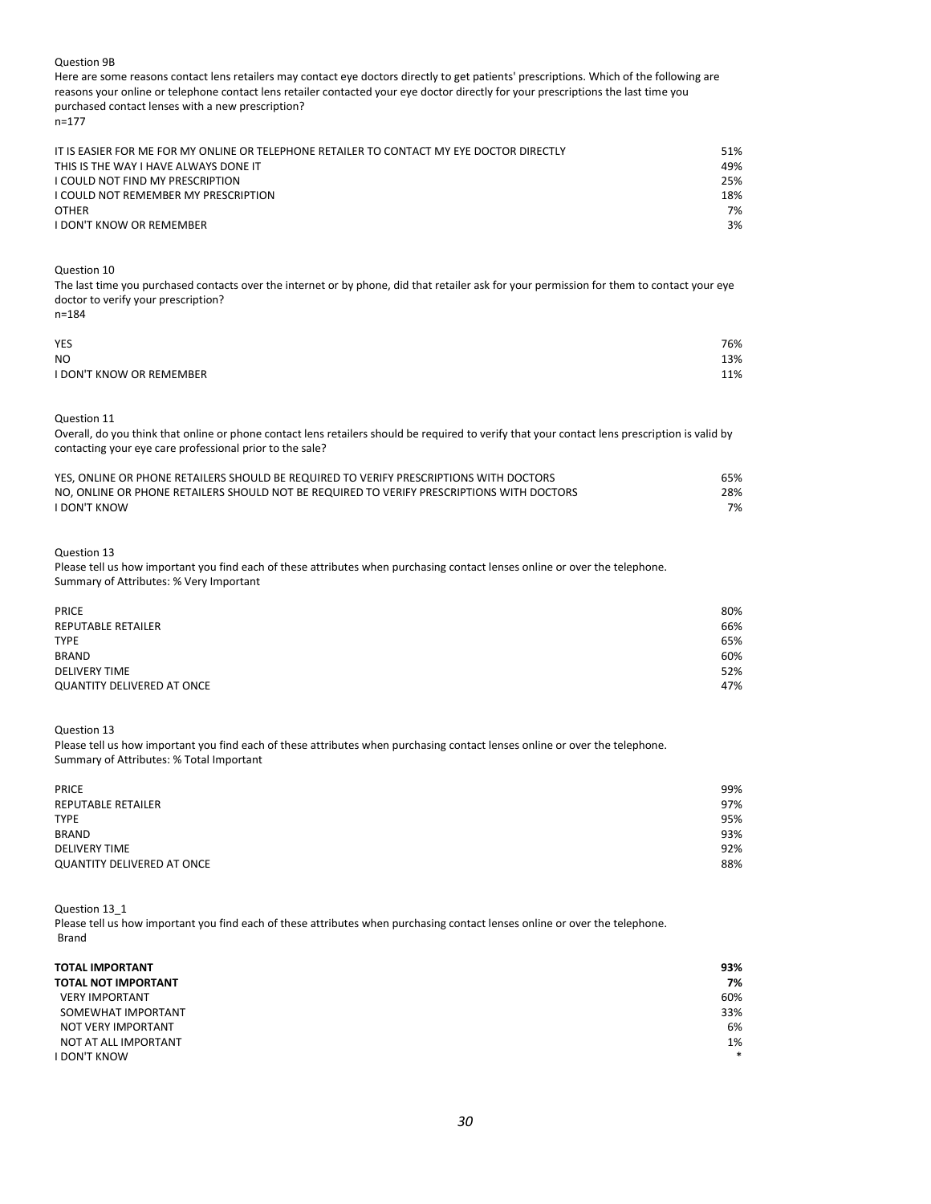Question 9B

Here are some reasons contact lens retailers may contact eye doctors directly to get patients' prescriptions. Which of the following are reasons your online or telephone contact lens retailer contacted your eye doctor directly for your prescriptions the last time you purchased contact lenses with a new prescription?

n=177

| | |
|---|---|
| IT IS EASIER FOR ME FOR MY ONLINE OR TELEPHONE RETAILER TO CONTACT MY EYE DOCTOR DIRECTLY | 51% |
| THIS IS THE WAY I HAVE ALWAYS DONE IT | 49% |
| I COULD NOT FIND MY PRESCRIPTION | 25% |
| I COULD NOT REMEMBER MY PRESCRIPTION | 18% |
| OTHER | 7% |
| I DON'T KNOW OR REMEMBER | 3% |

Question 10

The last time you purchased contacts over the internet or by phone, did that retailer ask for your permission for them to contact your eye doctor to verify your prescription?

n=184

| | |
|---|---|
| YES | 76% |
| NO | 13% |
| I DON'T KNOW OR REMEMBER | 11% |

Question 11

Overall, do you think that online or phone contact lens retailers should be required to verify that your contact lens prescription is valid by contacting your eye care professional prior to the sale?

| | |
|---|---|
| YES, ONLINE OR PHONE RETAILERS SHOULD BE REQUIRED TO VERIFY PRESCRIPTIONS WITH DOCTORS | 65% |
| NO, ONLINE OR PHONE RETAILERS SHOULD NOT BE REQUIRED TO VERIFY PRESCRIPTIONS WITH DOCTORS | 28% |
| I DON'T KNOW | 7% |

Question 13

Please tell us how important you find each of these attributes when purchasing contact lenses online or over the telephone.

Summary of Attributes: % Very Important

| | |
|---|---|
| PRICE | 80% |
| REPUTABLE RETAILER | 66% |
| TYPE | 65% |
| BRAND | 60% |
| DELIVERY TIME | 52% |
| QUANTITY DELIVERED AT ONCE | 47% |

Question 13

Please tell us how important you find each of these attributes when purchasing contact lenses online or over the telephone.

Summary of Attributes: % Total Important

| | |
|---|---|
| PRICE | 99% |
| REPUTABLE RETAILER | 97% |
| TYPE | 95% |
| BRAND | 93% |
| DELIVERY TIME | 92% |
| QUANTITY DELIVERED AT ONCE | 88% |

Question 13_1

Please tell us how important you find each of these attributes when purchasing contact lenses online or over the telephone.

Brand

| | |
|---|---|
| **TOTAL IMPORTANT** | **93%** |
| **TOTAL NOT IMPORTANT** | **7%** |
| VERY IMPORTANT | 60% |
| SOMEWHAT IMPORTANT | 33% |
| NOT VERY IMPORTANT | 6% |
| NOT AT ALL IMPORTANT | 1% |
| I DON'T KNOW | * |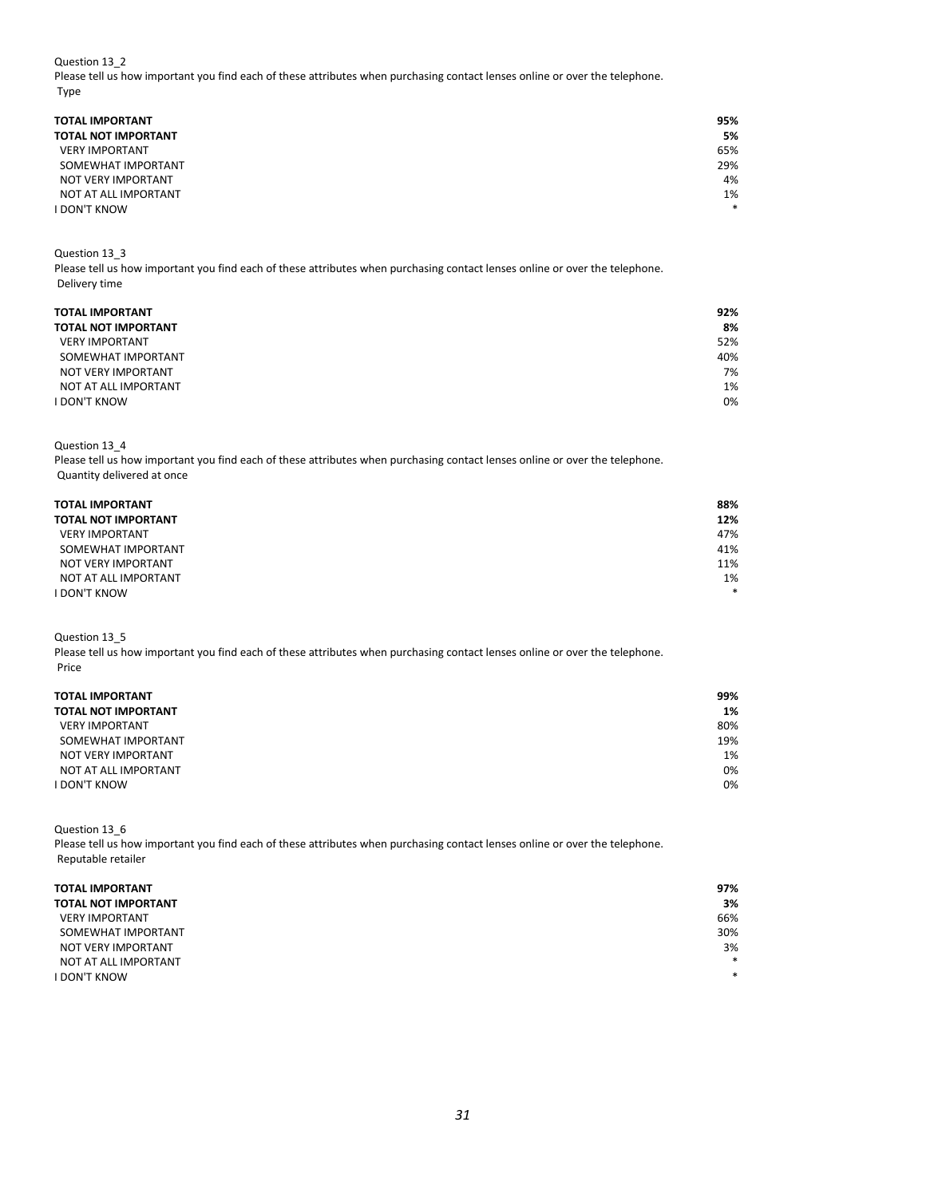Question 13_2

Please tell us how important you find each of these attributes when purchasing contact lenses online or over the telephone.

Type

| | |
|---|---|
| **TOTAL IMPORTANT** | **95%** |
| **TOTAL NOT IMPORTANT** | **5%** |
| VERY IMPORTANT | 65% |
| SOMEWHAT IMPORTANT | 29% |
| NOT VERY IMPORTANT | 4% |
| NOT AT ALL IMPORTANT | 1% |
| I DON'T KNOW | * |

Question 13_3

Please tell us how important you find each of these attributes when purchasing contact lenses online or over the telephone.

Delivery time

| | |
|---|---|
| **TOTAL IMPORTANT** | **92%** |
| **TOTAL NOT IMPORTANT** | **8%** |
| VERY IMPORTANT | 52% |
| SOMEWHAT IMPORTANT | 40% |
| NOT VERY IMPORTANT | 7% |
| NOT AT ALL IMPORTANT | 1% |
| I DON'T KNOW | 0% |

Question 13_4

Please tell us how important you find each of these attributes when purchasing contact lenses online or over the telephone.

Quantity delivered at once

| | |
|---|---|
| **TOTAL IMPORTANT** | **88%** |
| **TOTAL NOT IMPORTANT** | **12%** |
| VERY IMPORTANT | 47% |
| SOMEWHAT IMPORTANT | 41% |
| NOT VERY IMPORTANT | 11% |
| NOT AT ALL IMPORTANT | 1% |
| I DON'T KNOW | * |

Question 13_5

Please tell us how important you find each of these attributes when purchasing contact lenses online or over the telephone.

Price

| | |
|---|---|
| **TOTAL IMPORTANT** | **99%** |
| **TOTAL NOT IMPORTANT** | **1%** |
| VERY IMPORTANT | 80% |
| SOMEWHAT IMPORTANT | 19% |
| NOT VERY IMPORTANT | 1% |
| NOT AT ALL IMPORTANT | 0% |
| I DON'T KNOW | 0% |

Question 13_6

Please tell us how important you find each of these attributes when purchasing contact lenses online or over the telephone.

Reputable retailer

| | |
|---|---|
| **TOTAL IMPORTANT** | **97%** |
| **TOTAL NOT IMPORTANT** | **3%** |
| VERY IMPORTANT | 66% |
| SOMEWHAT IMPORTANT | 30% |
| NOT VERY IMPORTANT | 3% |
| NOT AT ALL IMPORTANT | * |
| I DON'T KNOW | * |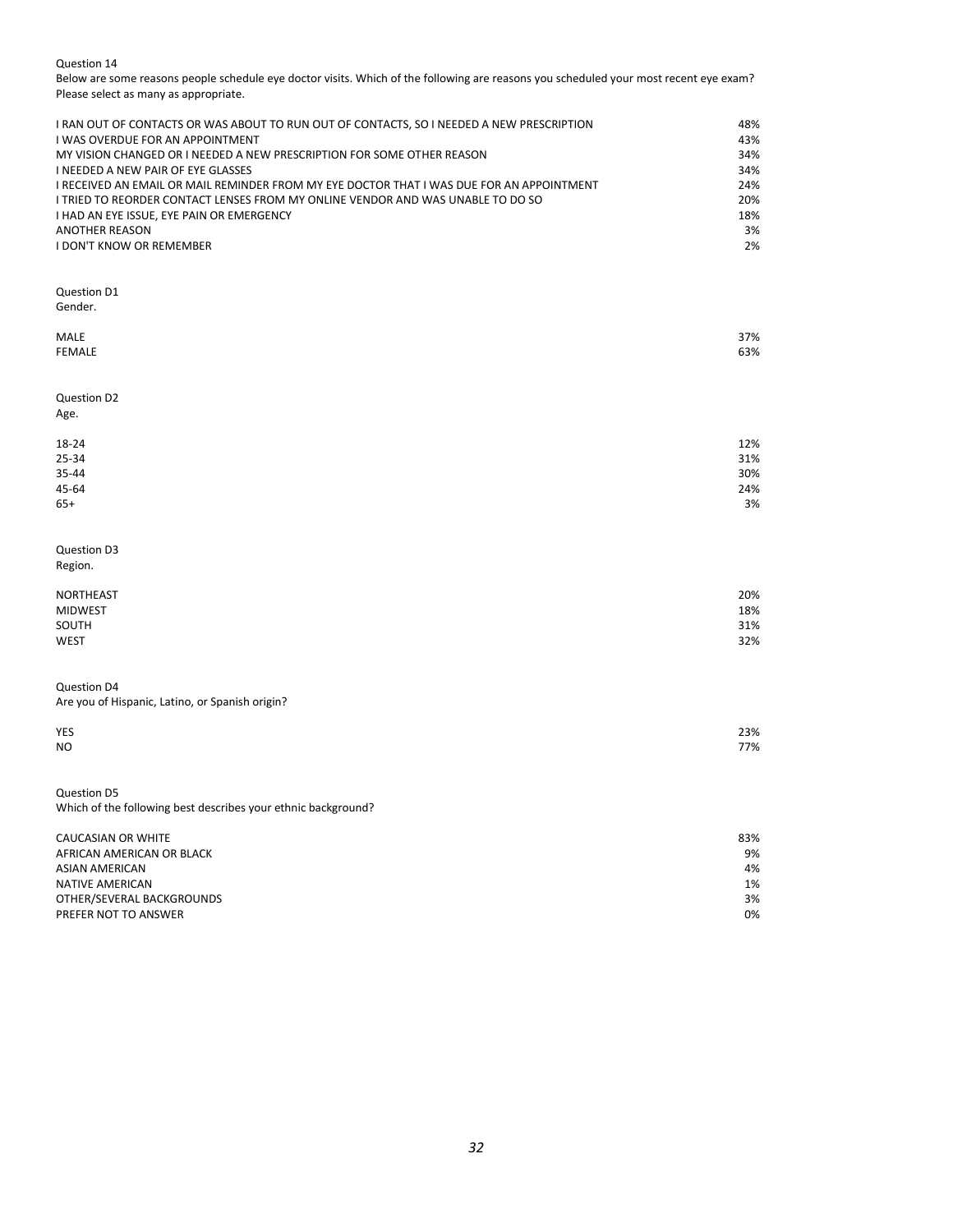Question 14

Below are some reasons people schedule eye doctor visits. Which of the following are reasons you scheduled your most recent eye exam? Please select as many as appropriate.

| | |
|---|---|
| I RAN OUT OF CONTACTS OR WAS ABOUT TO RUN OUT OF CONTACTS, SO I NEEDED A NEW PRESCRIPTION | 48% |
| I WAS OVERDUE FOR AN APPOINTMENT | 43% |
| MY VISION CHANGED OR I NEEDED A NEW PRESCRIPTION FOR SOME OTHER REASON | 34% |
| I NEEDED A NEW PAIR OF EYE GLASSES | 34% |
| I RECEIVED AN EMAIL OR MAIL REMINDER FROM MY EYE DOCTOR THAT I WAS DUE FOR AN APPOINTMENT | 24% |
| I TRIED TO REORDER CONTACT LENSES FROM MY ONLINE VENDOR AND WAS UNABLE TO DO SO | 20% |
| I HAD AN EYE ISSUE, EYE PAIN OR EMERGENCY | 18% |
| ANOTHER REASON | 3% |
| I DON'T KNOW OR REMEMBER | 2% |

Question D1

Gender.

| | |
|---|---|
| MALE | 37% |
| FEMALE | 63% |

Question D2

Age.

| | |
|---|---|
| 18-24 | 12% |
| 25-34 | 31% |
| 35-44 | 30% |
| 45-64 | 24% |
| 65+ | 3% |

Question D3

Region.

| | |
|---|---|
| NORTHEAST | 20% |
| MIDWEST | 18% |
| SOUTH | 31% |
| WEST | 32% |

Question D4

Are you of Hispanic, Latino, or Spanish origin?

| | |
|---|---|
| YES | 23% |
| NO | 77% |

Question D5

Which of the following best describes your ethnic background?

| | |
|---|---|
| CAUCASIAN OR WHITE | 83% |
| AFRICAN AMERICAN OR BLACK | 9% |
| ASIAN AMERICAN | 4% |
| NATIVE AMERICAN | 1% |
| OTHER/SEVERAL BACKGROUNDS | 3% |
| PREFER NOT TO ANSWER | 0% |